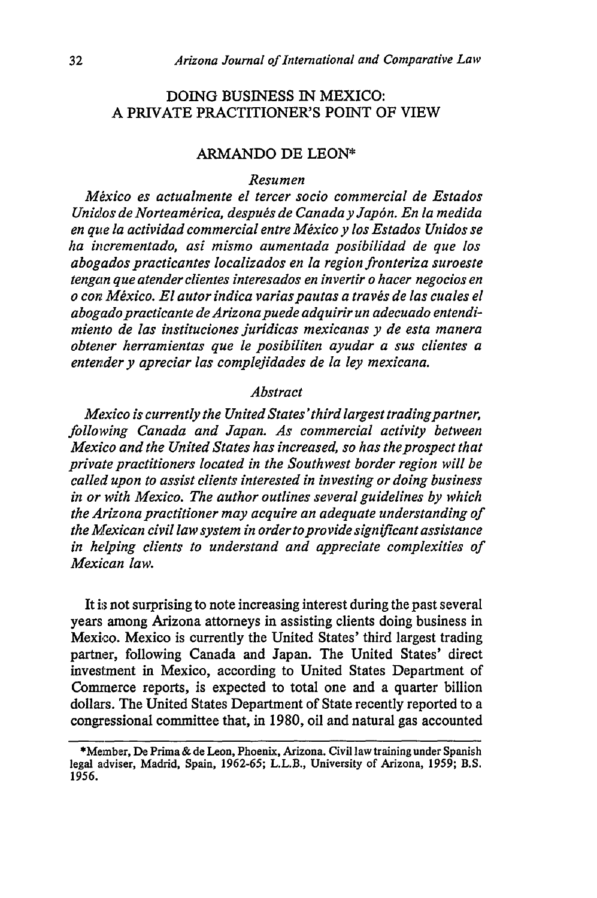# DOING BUSINESS IN MEXICO: A PRIVATE PRACTITIONER'S POINT OF VIEW

## ARMANDO DE LEON*

### *Resumen*

*México es actualmente el tercer socio commercial de Estados Unidos de Norteamérica, después de Canada y Japón. En la medida en que la actividad commercial entre México y los Estados Unidos se ha incrementado, asi mismo aumentada posibilidad de que los abogados practicantes localizados en la region fronteriza suroeste tengan que atender clientes interesados en invertir o hacer negocios en o con México. El autor indica varias pautas a través de las cuales el abogado practicante de Arizona puede adquirir un adecuado entendimiento de las instituciones juridicas mexicanas y de esta manera obtener herramientas que le posibiliten ayudar a sus clientes a entender y apreciar las complejidades de la ley mexicana.*

### *Abstract*

*Mexico is currently the United States' third largest trading partner, following Canada and Japan. As commercial activity between Mexico and the United States has increased, so has the prospect that private practitioners located in the Southwest border region will be called upon to assist clients interested in investing or doing business in or with Mexico. The author outlines several guidelines by which the Arizona practitioner may acquire an adequate understanding of the Mexican civil law system in order to provide significant assistance in helping clients to understand and appreciate complexities of Mexican law.*

It is not surprising to note increasing interest during the past several years among Arizona attorneys in assisting clients doing business in Mexico. Mexico is currently the United States' third largest trading partner, following Canada and Japan. The United States' direct investment in Mexico, according to United States Department of Commerce reports, is expected to total one and a quarter billion dollars. The United States Department of State recently reported to a congressional committee that, in 1980, oil and natural gas accounted

---

*Member, De Prima & de Leon, Phoenix, Arizona. Civil law training under Spanish legal adviser, Madrid, Spain, 1962-65; L.L.B., University of Arizona, 1959; B.S. 1956.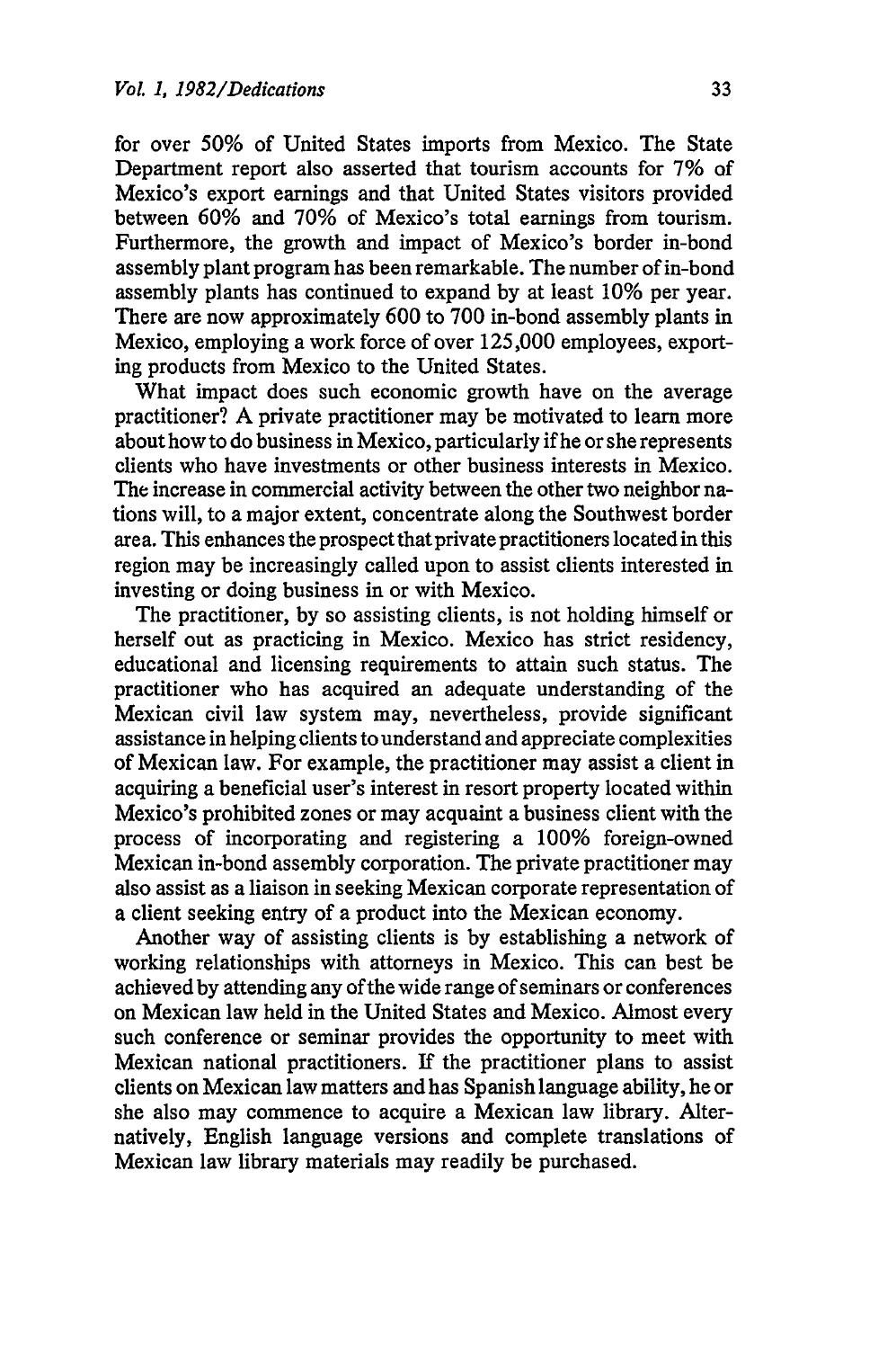for over 50% of United States imports from Mexico. The State Department report also asserted that tourism accounts for 7% of Mexico's export earnings and that United States visitors provided between 60% and 70% of Mexico's total earnings from tourism. Furthermore, the growth and impact of Mexico's border in-bond assembly plant program has been remarkable. The number of in-bond assembly plants has continued to expand by at least 10% per year. There are now approximately 600 to 700 in-bond assembly plants in Mexico, employing a work force of over 125,000 employees, exporting products from Mexico to the United States.

What impact does such economic growth have on the average practitioner? A private practitioner may be motivated to learn more about how to do business in Mexico, particularly if he or she represents clients who have investments or other business interests in Mexico. The increase in commercial activity between the other two neighbor nations will, to a major extent, concentrate along the Southwest border area. This enhances the prospect that private practitioners located in this region may be increasingly called upon to assist clients interested in investing or doing business in or with Mexico.

The practitioner, by so assisting clients, is not holding himself or herself out as practicing in Mexico. Mexico has strict residency, educational and licensing requirements to attain such status. The practitioner who has acquired an adequate understanding of the Mexican civil law system may, nevertheless, provide significant assistance in helping clients to understand and appreciate complexities of Mexican law. For example, the practitioner may assist a client in acquiring a beneficial user's interest in resort property located within Mexico's prohibited zones or may acquaint a business client with the process of incorporating and registering a 100% foreign-owned Mexican in-bond assembly corporation. The private practitioner may also assist as a liaison in seeking Mexican corporate representation of a client seeking entry of a product into the Mexican economy.

Another way of assisting clients is by establishing a network of working relationships with attorneys in Mexico. This can best be achieved by attending any of the wide range of seminars or conferences on Mexican law held in the United States and Mexico. Almost every such conference or seminar provides the opportunity to meet with Mexican national practitioners. If the practitioner plans to assist clients on Mexican law matters and has Spanish language ability, he or she also may commence to acquire a Mexican law library. Alternatively, English language versions and complete translations of Mexican law library materials may readily be purchased.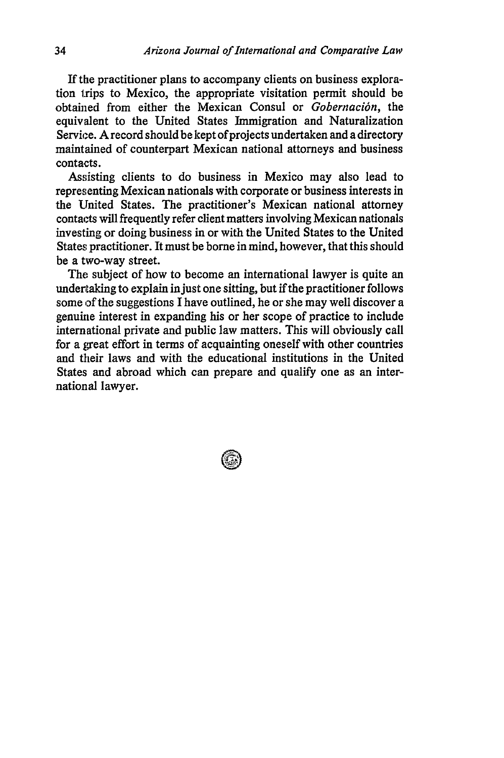If the practitioner plans to accompany clients on business exploration trips to Mexico, the appropriate visitation permit should be obtained from either the Mexican Consul or *Gobernación*, the equivalent to the United States Immigration and Naturalization Service. A record should be kept of projects undertaken and a directory maintained of counterpart Mexican national attorneys and business contacts.

Assisting clients to do business in Mexico may also lead to representing Mexican nationals with corporate or business interests in the United States. The practitioner's Mexican national attorney contacts will frequently refer client matters involving Mexican nationals investing or doing business in or with the United States to the United States practitioner. It must be borne in mind, however, that this should be a two-way street.

The subject of how to become an international lawyer is quite an undertaking to explain in just one sitting, but if the practitioner follows some of the suggestions I have outlined, he or she may well discover a genuine interest in expanding his or her scope of practice to include international private and public law matters. This will obviously call for a great effort in terms of acquainting oneself with other countries and their laws and with the educational institutions in the United States and abroad which can prepare and qualify one as an international lawyer.